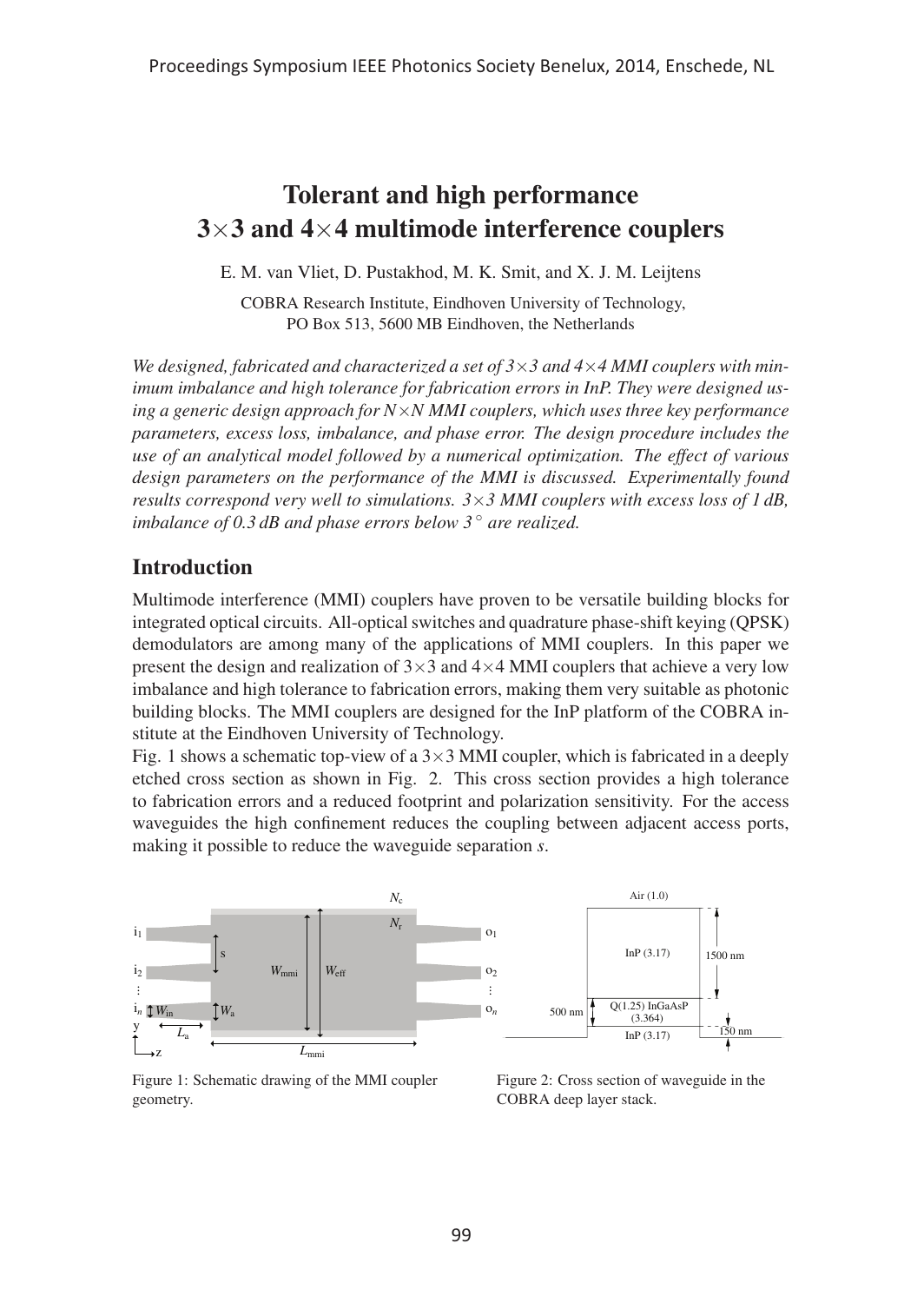# Tolerant and high performance $3\times3$ and $4\times4$ multimode interference couplers

E. M. van Vliet, D. Pustakhod, M. K. Smit, and X. J. M. Leijtens

COBRA Research Institute, Eindhoven University of Technology,
PO Box 513, 5600 MB Eindhoven, the Netherlands

*We designed, fabricated and characterized a set of $3\times3$ and $4\times4$ MMI couplers with minimum imbalance and high tolerance for fabrication errors in InP. They were designed using a generic design approach for $N\times N$ MMI couplers, which uses three key performance parameters, excess loss, imbalance, and phase error. The design procedure includes the use of an analytical model followed by a numerical optimization. The effect of various design parameters on the performance of the MMI is discussed. Experimentally found results correspond very well to simulations. $3\times3$ MMI couplers with excess loss of 1 dB, imbalance of 0.3 dB and phase errors below $3^\circ$ are realized.*

## Introduction

Multimode interference (MMI) couplers have proven to be versatile building blocks for integrated optical circuits. All-optical switches and quadrature phase-shift keying (QPSK) demodulators are among many of the applications of MMI couplers. In this paper we present the design and realization of $3\times3$ and $4\times4$ MMI couplers that achieve a very low imbalance and high tolerance to fabrication errors, making them very suitable as photonic building blocks. The MMI couplers are designed for the InP platform of the COBRA institute at the Eindhoven University of Technology.

Fig. 1 shows a schematic top-view of a $3\times3$ MMI coupler, which is fabricated in a deeply etched cross section as shown in Fig. 2. This cross section provides a high tolerance to fabrication errors and a reduced footprint and polarization sensitivity. For the access waveguides the high confinement reduces the coupling between adjacent access ports, making it possible to reduce the waveguide separation *s*.

Figure 1: Schematic drawing of the MMI coupler geometry.

Figure 2: Cross section of waveguide in the COBRA deep layer stack.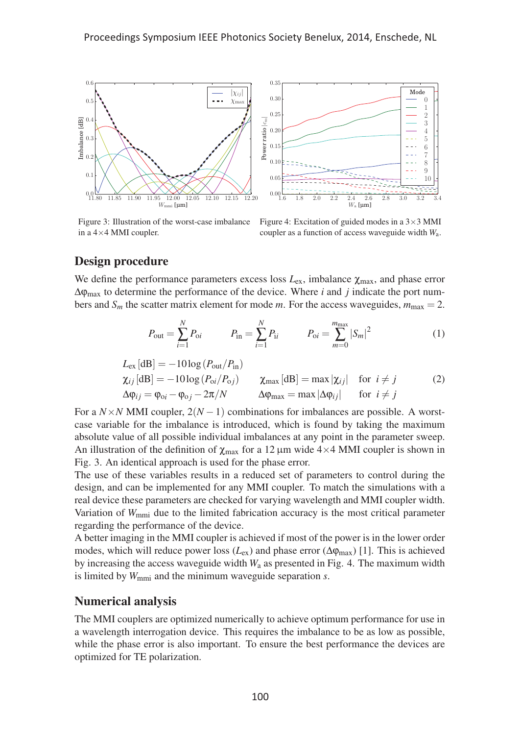Figure 3: Illustration of the worst-case imbalance in a 4×4 MMI coupler.

Figure 4: Excitation of guided modes in a 3×3 MMI coupler as a function of access waveguide width $W_a$.

## Design procedure

We define the performance parameters excess loss $L_{ex}$, imbalance $\chi_{max}$, and phase error $\Delta\varphi_{max}$ to determine the performance of the device. Where $i$ and $j$ indicate the port numbers and $S_m$ the scatter matrix element for mode $m$. For the access waveguides, $m_{max} = 2$.

$$P_{out} = \sum_{i=1}^{N} P_{oi} \qquad P_{in} = \sum_{i=1}^{N} P_{ii} \qquad P_{oi} = \sum_{m=0}^{m_{max}} |S_m|^2 \tag{1}$$

$$\begin{aligned}
&L_{ex}\,[\text{dB}] = -10\log\left(P_{out}/P_{in}\right) \\
&\chi_{ij}\,[\text{dB}] = -10\log\left(P_{oi}/P_{oj}\right) \qquad \chi_{max}\,[\text{dB}] = \max|\chi_{ij}| \quad \text{for } i \neq j \\
&\Delta\varphi_{ij} = \varphi_{oi} - \varphi_{oj} - 2\pi/N \qquad \Delta\varphi_{max} = \max|\Delta\varphi_{ij}| \quad \text{for } i \neq j
\end{aligned} \tag{2}$$

For a $N \times N$ MMI coupler, $2(N-1)$ combinations for imbalances are possible. A worst-case variable for the imbalance is introduced, which is found by taking the maximum absolute value of all possible individual imbalances at any point in the parameter sweep. An illustration of the definition of $\chi_{max}$ for a 12 µm wide 4×4 MMI coupler is shown in Fig. 3. An identical approach is used for the phase error.

The use of these variables results in a reduced set of parameters to control during the design, and can be implemented for any MMI coupler. To match the simulations with a real device these parameters are checked for varying wavelength and MMI coupler width. Variation of $W_{mmi}$ due to the limited fabrication accuracy is the most critical parameter regarding the performance of the device.

A better imaging in the MMI coupler is achieved if most of the power is in the lower order modes, which will reduce power loss ($L_{ex}$) and phase error ($\Delta\varphi_{max}$) [1]. This is achieved by increasing the access waveguide width $W_a$ as presented in Fig. 4. The maximum width is limited by $W_{mmi}$ and the minimum waveguide separation $s$.

## Numerical analysis

The MMI couplers are optimized numerically to achieve optimum performance for use in a wavelength interrogation device. This requires the imbalance to be as low as possible, while the phase error is also important. To ensure the best performance the devices are optimized for TE polarization.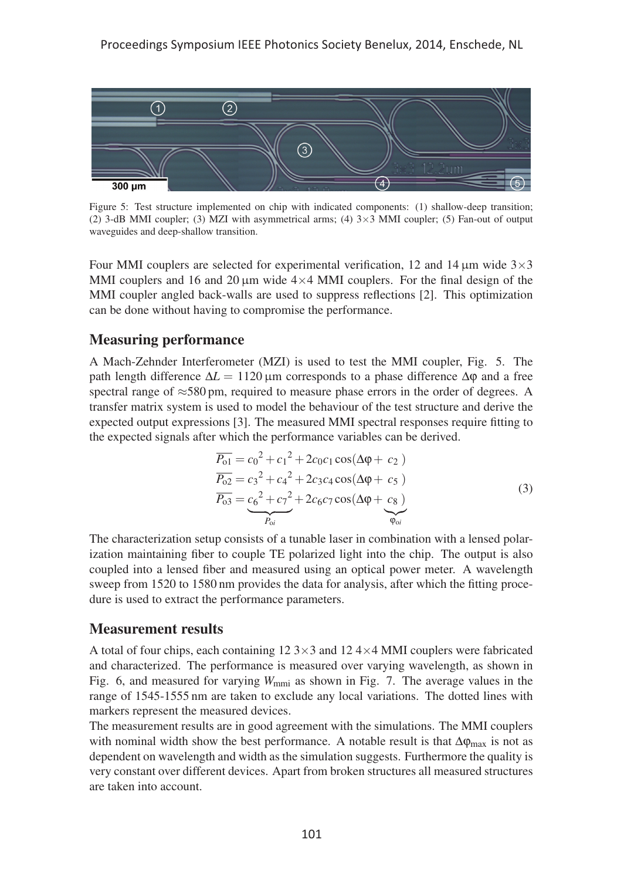Figure 5: Test structure implemented on chip with indicated components: (1) shallow-deep transition; (2) 3-dB MMI coupler; (3) MZI with asymmetrical arms; (4) 3×3 MMI coupler; (5) Fan-out of output waveguides and deep-shallow transition.

Four MMI couplers are selected for experimental verification, 12 and 14 μm wide 3×3 MMI couplers and 16 and 20 μm wide 4×4 MMI couplers. For the final design of the MMI coupler angled back-walls are used to suppress reflections [2]. This optimization can be done without having to compromise the performance.

## Measuring performance

A Mach-Zehnder Interferometer (MZI) is used to test the MMI coupler, Fig. 5. The path length difference $\Delta L = 1120\,\mu\text{m}$ corresponds to a phase difference $\Delta\varphi$ and a free spectral range of ≈580 pm, required to measure phase errors in the order of degrees. A transfer matrix system is used to model the behaviour of the test structure and derive the expected output expressions [3]. The measured MMI spectral responses require fitting to the expected signals after which the performance variables can be derived.

$$
\begin{aligned}
\overline{P_{o1}} &= {c_0}^2 + {c_1}^2 + 2c_0c_1\cos(\Delta\varphi + c_2) \\
\overline{P_{o2}} &= {c_3}^2 + {c_4}^2 + 2c_3c_4\cos(\Delta\varphi + c_5) \\
\overline{P_{o3}} &= \underbrace{{c_6}^2 + {c_7}^2}_{P_{oi}} + 2c_6c_7\cos(\Delta\varphi + \underbrace{c_8}_{\varphi_{oi}})
\end{aligned}
\tag{3}
$$

The characterization setup consists of a tunable laser in combination with a lensed polarization maintaining fiber to couple TE polarized light into the chip. The output is also coupled into a lensed fiber and measured using an optical power meter. A wavelength sweep from 1520 to 1580 nm provides the data for analysis, after which the fitting procedure is used to extract the performance parameters.

## Measurement results

A total of four chips, each containing 12 3×3 and 12 4×4 MMI couplers were fabricated and characterized. The performance is measured over varying wavelength, as shown in Fig. 6, and measured for varying $W_{\text{mmi}}$ as shown in Fig. 7. The average values in the range of 1545-1555 nm are taken to exclude any local variations. The dotted lines with markers represent the measured devices.

The measurement results are in good agreement with the simulations. The MMI couplers with nominal width show the best performance. A notable result is that $\Delta\varphi_{\max}$ is not as dependent on wavelength and width as the simulation suggests. Furthermore the quality is very constant over different devices. Apart from broken structures all measured structures are taken into account.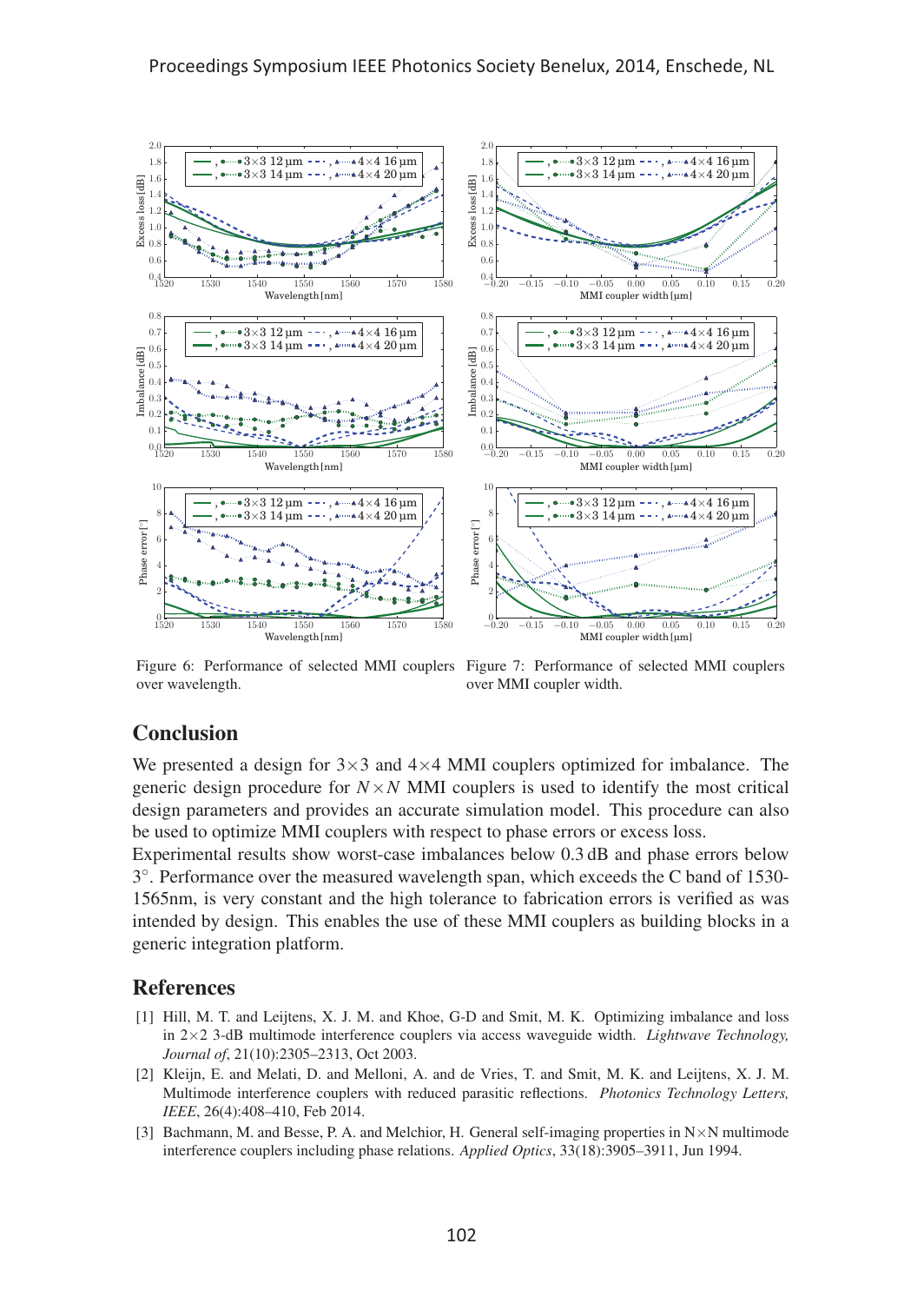Excess loss [dB]
Wavelength [nm]
3×3 12 µm, 3×3 14 µm, 4×4 16 µm, 4×4 20 µm

Excess loss [dB]
MMI coupler width [µm]
3×3 12 µm, 3×3 14 µm, 4×4 16 µm, 4×4 20 µm

Imbalance [dB]
Wavelength [nm]
3×3 12 µm, 3×3 14 µm, 4×4 16 µm, 4×4 20 µm

Imbalance [dB]
MMI coupler width [µm]
3×3 12 µm, 3×3 14 µm, 4×4 16 µm, 4×4 20 µm

Phase error [°]
Wavelength [nm]
3×3 12 µm, 3×3 14 µm, 4×4 16 µm, 4×4 20 µm

Phase error [°]
MMI coupler width [µm]
3×3 12 µm, 3×3 14 µm, 4×4 16 µm, 4×4 20 µm

Figure 6: Performance of selected MMI couplers over wavelength.

Figure 7: Performance of selected MMI couplers over MMI coupler width.

## Conclusion

We presented a design for 3×3 and 4×4 MMI couplers optimized for imbalance. The generic design procedure for $N \times N$ MMI couplers is used to identify the most critical design parameters and provides an accurate simulation model. This procedure can also be used to optimize MMI couplers with respect to phase errors or excess loss.

Experimental results show worst-case imbalances below 0.3 dB and phase errors below 3°. Performance over the measured wavelength span, which exceeds the C band of 1530-1565nm, is very constant and the high tolerance to fabrication errors is verified as was intended by design. This enables the use of these MMI couplers as building blocks in a generic integration platform.

## References

[1] Hill, M. T. and Leijtens, X. J. M. and Khoe, G-D and Smit, M. K. Optimizing imbalance and loss in 2×2 3-dB multimode interference couplers via access waveguide width. *Lightwave Technology, Journal of*, 21(10):2305–2313, Oct 2003.

[2] Kleijn, E. and Melati, D. and Melloni, A. and de Vries, T. and Smit, M. K. and Leijtens, X. J. M. Multimode interference couplers with reduced parasitic reflections. *Photonics Technology Letters, IEEE*, 26(4):408–410, Feb 2014.

[3] Bachmann, M. and Besse, P. A. and Melchior, H. General self-imaging properties in N×N multimode interference couplers including phase relations. *Applied Optics*, 33(18):3905–3911, Jun 1994.